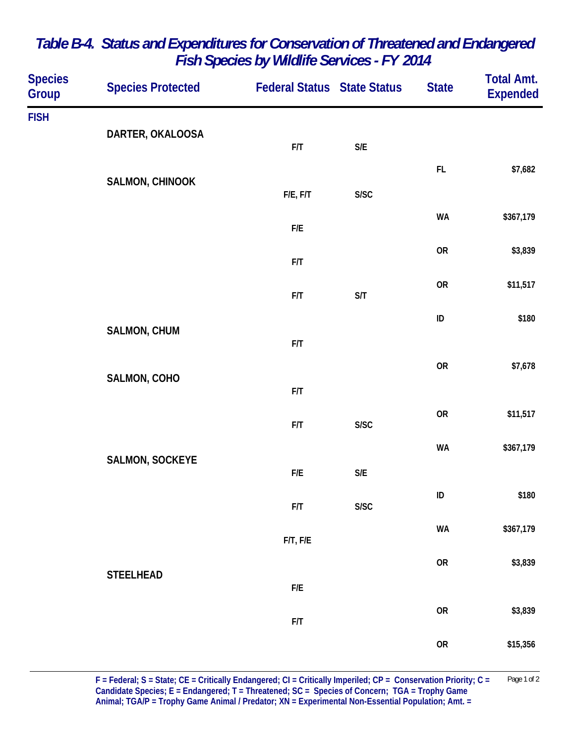# Table B-4. Status and Expenditures for Conservation of Threatened and Endangered Fish Species by Wildlife Services - FY 2014

| Species Group | Species Protected | Federal Status | State Status | State | Total Amt. Expended |
|---|---|---|---|---|---|
| FISH | | | | | |
| | DARTER, OKALOOSA | F/T | S/E | FL | $7,682 |
| | SALMON, CHINOOK | F/E, F/T | S/SC | WA | $367,179 |
| | | F/E | | OR | $3,839 |
| | | F/T | | OR | $11,517 |
| | | F/T | S/T | ID | $180 |
| | SALMON, CHUM | F/T | | OR | $7,678 |
| | SALMON, COHO | F/T | | OR | $11,517 |
| | | F/T | S/SC | WA | $367,179 |
| | SALMON, SOCKEYE | F/E | S/E | ID | $180 |
| | | F/T | S/SC | WA | $367,179 |
| | | F/T, F/E | | OR | $3,839 |
| | STEELHEAD | F/E | | OR | $3,839 |
| | | F/T | | OR | $15,356 |

F = Federal; S = State; CE = Critically Endangered; CI = Critically Imperiled; CP = Conservation Priority; C = Candidate Species; E = Endangered; T = Threatened; SC = Species of Concern; TGA = Trophy Game Animal; TGA/P = Trophy Game Animal / Predator; XN = Experimental Non-Essential Population; Amt. =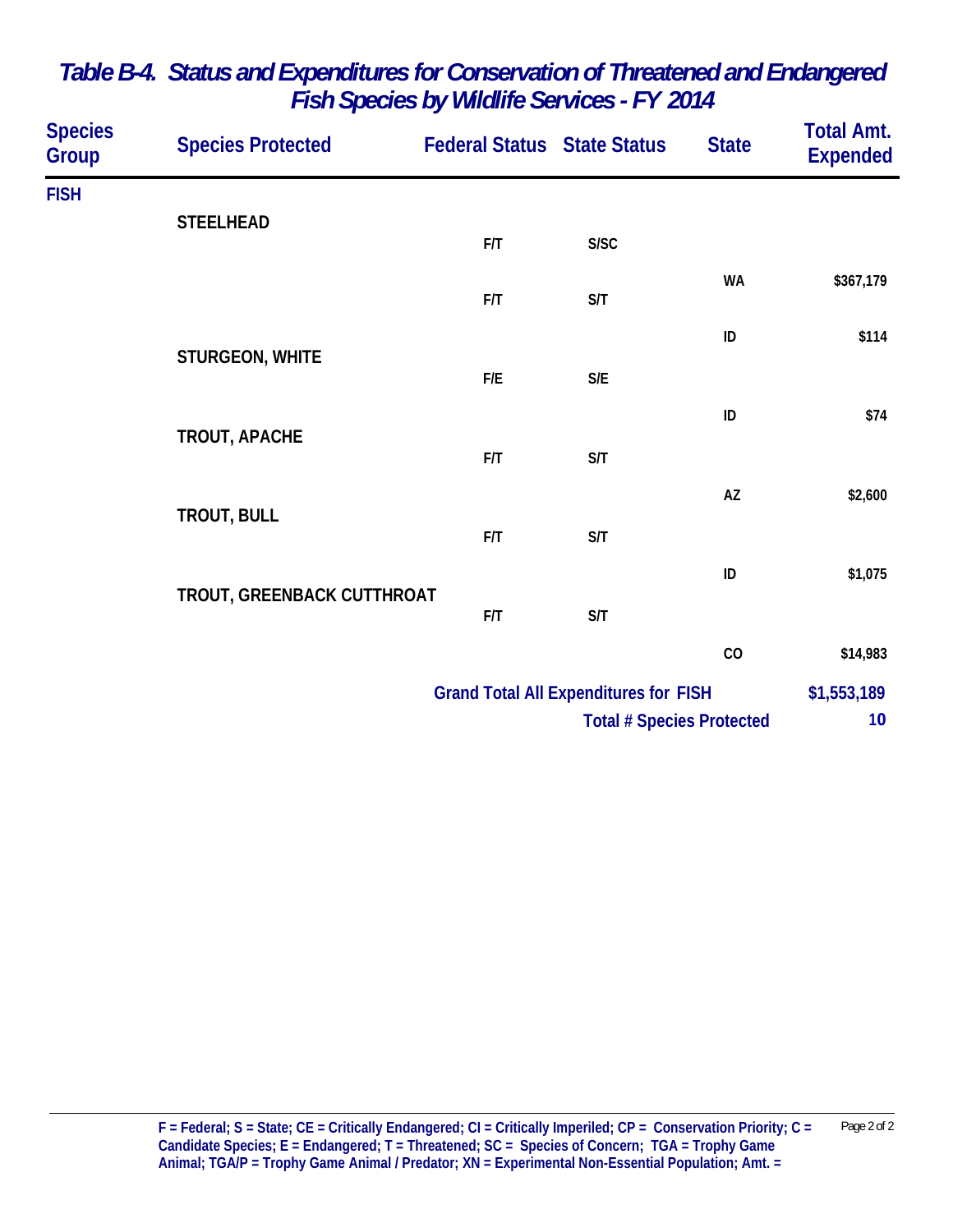# Table B-4. Status and Expenditures for Conservation of Threatened and Endangered Fish Species by Wildlife Services - FY 2014

| Species Group | Species Protected | Federal Status | State Status | State | Total Amt. Expended |
|---|---|---|---|---|---|
| FISH | | | | | |
| | STEELHEAD | F/T | S/SC | | |
| | | | | WA | $367,179 |
| | | F/T | S/T | | |
| | | | | ID | $114 |
| | STURGEON, WHITE | F/E | S/E | | |
| | | | | ID | $74 |
| | TROUT, APACHE | F/T | S/T | | |
| | | | | AZ | $2,600 |
| | TROUT, BULL | F/T | S/T | | |
| | | | | ID | $1,075 |
| | TROUT, GREENBACK CUTTHROAT | F/T | S/T | | |
| | | | | CO | $14,983 |
| | | **Grand Total All Expenditures for FISH** | | | **$1,553,189** |
| | | | **Total # Species Protected** | | **10** |

F = Federal; S = State; CE = Critically Endangered; CI = Critically Imperiled; CP = Conservation Priority; C = Candidate Species; E = Endangered; T = Threatened; SC = Species of Concern; TGA = Trophy Game Animal; TGA/P = Trophy Game Animal / Predator; XN = Experimental Non-Essential Population; Amt. =